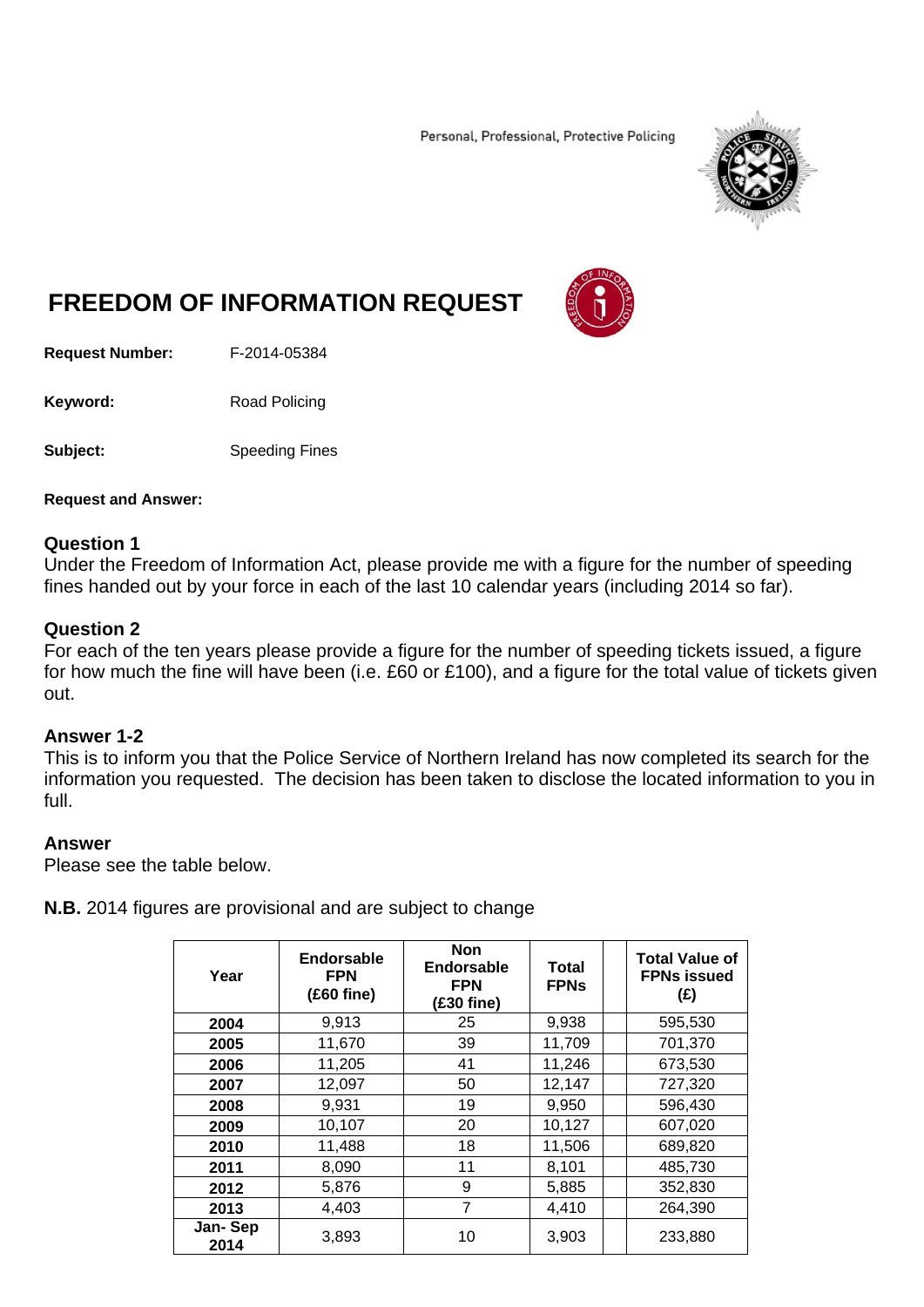Personal, Professional, Protective Policing

# FREEDOM OF INFORMATION REQUEST

**Request Number:** F-2014-05384

**Keyword:** Road Policing

**Subject:** Speeding Fines

**Request and Answer:**

### Question 1

Under the Freedom of Information Act, please provide me with a figure for the number of speeding fines handed out by your force in each of the last 10 calendar years (including 2014 so far).

### Question 2

For each of the ten years please provide a figure for the number of speeding tickets issued, a figure for how much the fine will have been (i.e. £60 or £100), and a figure for the total value of tickets given out.

### Answer 1-2

This is to inform you that the Police Service of Northern Ireland has now completed its search for the information you requested. The decision has been taken to disclose the located information to you in full.

### Answer

Please see the table below.

**N.B.** 2014 figures are provisional and are subject to change

| Year | Endorsable FPN (£60 fine) | Non Endorsable FPN (£30 fine) | Total FPNs | | Total Value of FPNs issued (£) |
|---|---|---|---|---|---|
| **2004** | 9,913 | 25 | 9,938 | | 595,530 |
| **2005** | 11,670 | 39 | 11,709 | | 701,370 |
| **2006** | 11,205 | 41 | 11,246 | | 673,530 |
| **2007** | 12,097 | 50 | 12,147 | | 727,320 |
| **2008** | 9,931 | 19 | 9,950 | | 596,430 |
| **2009** | 10,107 | 20 | 10,127 | | 607,020 |
| **2010** | 11,488 | 18 | 11,506 | | 689,820 |
| **2011** | 8,090 | 11 | 8,101 | | 485,730 |
| **2012** | 5,876 | 9 | 5,885 | | 352,830 |
| **2013** | 4,403 | 7 | 4,410 | | 264,390 |
| **Jan- Sep 2014** | 3,893 | 10 | 3,903 | | 233,880 |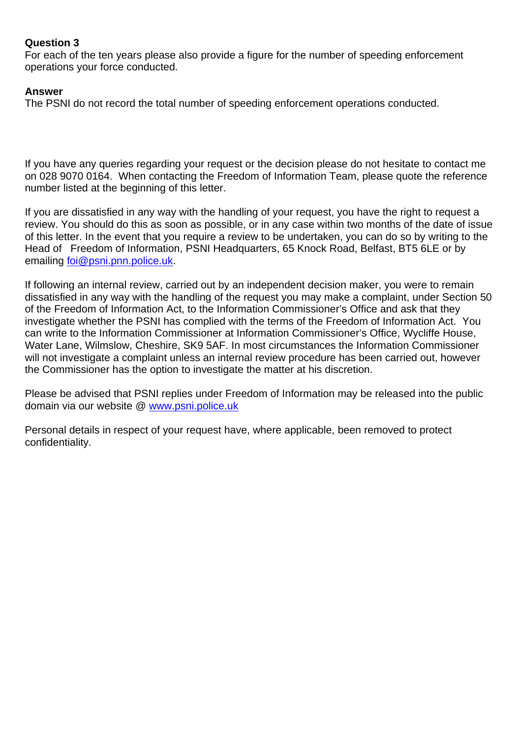**Question 3**
For each of the ten years please also provide a figure for the number of speeding enforcement operations your force conducted.

**Answer**
The PSNI do not record the total number of speeding enforcement operations conducted.

If you have any queries regarding your request or the decision please do not hesitate to contact me on 028 9070 0164. When contacting the Freedom of Information Team, please quote the reference number listed at the beginning of this letter.

If you are dissatisfied in any way with the handling of your request, you have the right to request a review. You should do this as soon as possible, or in any case within two months of the date of issue of this letter. In the event that you require a review to be undertaken, you can do so by writing to the Head of Freedom of Information, PSNI Headquarters, 65 Knock Road, Belfast, BT5 6LE or by emailing [foi@psni.pnn.police.uk](mailto:foi@psni.pnn.police.uk).

If following an internal review, carried out by an independent decision maker, you were to remain dissatisfied in any way with the handling of the request you may make a complaint, under Section 50 of the Freedom of Information Act, to the Information Commissioner's Office and ask that they investigate whether the PSNI has complied with the terms of the Freedom of Information Act. You can write to the Information Commissioner at Information Commissioner's Office, Wycliffe House, Water Lane, Wilmslow, Cheshire, SK9 5AF. In most circumstances the Information Commissioner will not investigate a complaint unless an internal review procedure has been carried out, however the Commissioner has the option to investigate the matter at his discretion.

Please be advised that PSNI replies under Freedom of Information may be released into the public domain via our website @ [www.psni.police.uk](http://www.psni.police.uk)

Personal details in respect of your request have, where applicable, been removed to protect confidentiality.